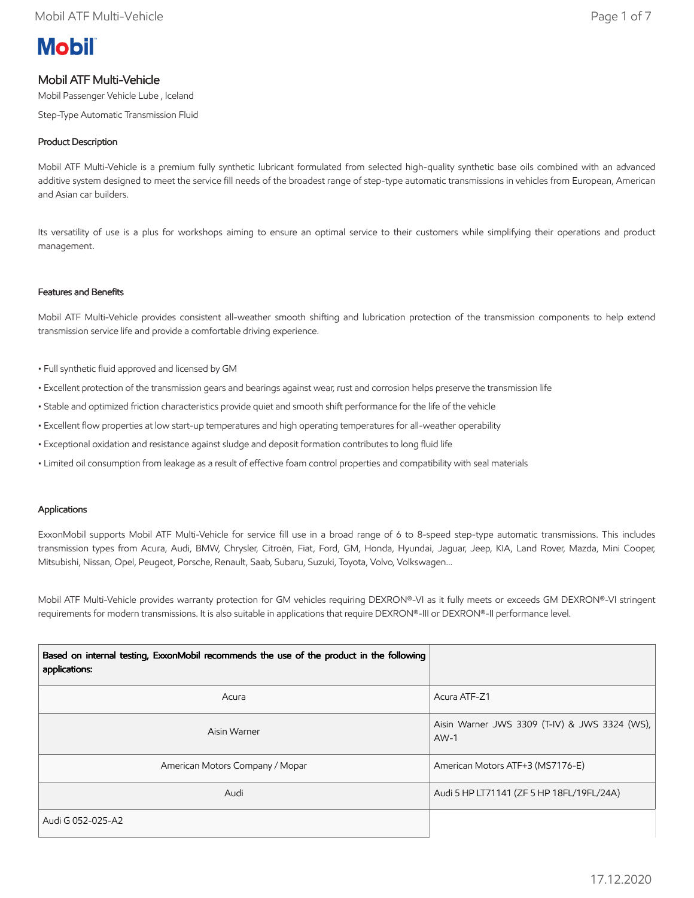Mobil

# Mobil ATF Multi-Vehicle

Mobil Passenger Vehicle Lube , Iceland

Step-Type Automatic Transmission Fluid

## Product Description

Mobil ATF Multi-Vehicle is a premium fully synthetic lubricant formulated from selected high-quality synthetic base oils combined with an advanced additive system designed to meet the service fill needs of the broadest range of step-type automatic transmissions in vehicles from European, American and Asian car builders.

Its versatility of use is a plus for workshops aiming to ensure an optimal service to their customers while simplifying their operations and product management.

## Features and Benefits

Mobil ATF Multi-Vehicle provides consistent all-weather smooth shifting and lubrication protection of the transmission components to help extend transmission service life and provide a comfortable driving experience.

- Full synthetic fluid approved and licensed by GM
- Excellent protection of the transmission gears and bearings against wear, rust and corrosion helps preserve the transmission life
- Stable and optimized friction characteristics provide quiet and smooth shift performance for the life of the vehicle
- Excellent flow properties at low start-up temperatures and high operating temperatures for all-weather operability
- Exceptional oxidation and resistance against sludge and deposit formation contributes to long fluid life
- Limited oil consumption from leakage as a result of effective foam control properties and compatibility with seal materials

## Applications

ExxonMobil supports Mobil ATF Multi-Vehicle for service fill use in a broad range of 6 to 8-speed step-type automatic transmissions. This includes transmission types from Acura, Audi, BMW, Chrysler, Citroën, Fiat, Ford, GM, Honda, Hyundai, Jaguar, Jeep, KIA, Land Rover, Mazda, Mini Cooper, Mitsubishi, Nissan, Opel, Peugeot, Porsche, Renault, Saab, Subaru, Suzuki, Toyota, Volvo, Volkswagen…

Mobil ATF Multi-Vehicle provides warranty protection for GM vehicles requiring DEXRON®-VI as it fully meets or exceeds GM DEXRON®-VI stringent requirements for modern transmissions. It is also suitable in applications that require DEXRON®-III or DEXRON®-II performance level.

| Based on internal testing, ExxonMobil recommends the use of the product in the following applications: | |
|---|---|
| Acura | Acura ATF-Z1 |
| Aisin Warner | Aisin Warner JWS 3309 (T-IV) & JWS 3324 (WS), AW-1 |
| American Motors Company / Mopar | American Motors ATF+3 (MS7176-E) |
| Audi | Audi 5 HP LT71141 (ZF 5 HP 18FL/19FL/24A) |
| Audi G 052-025-A2 | |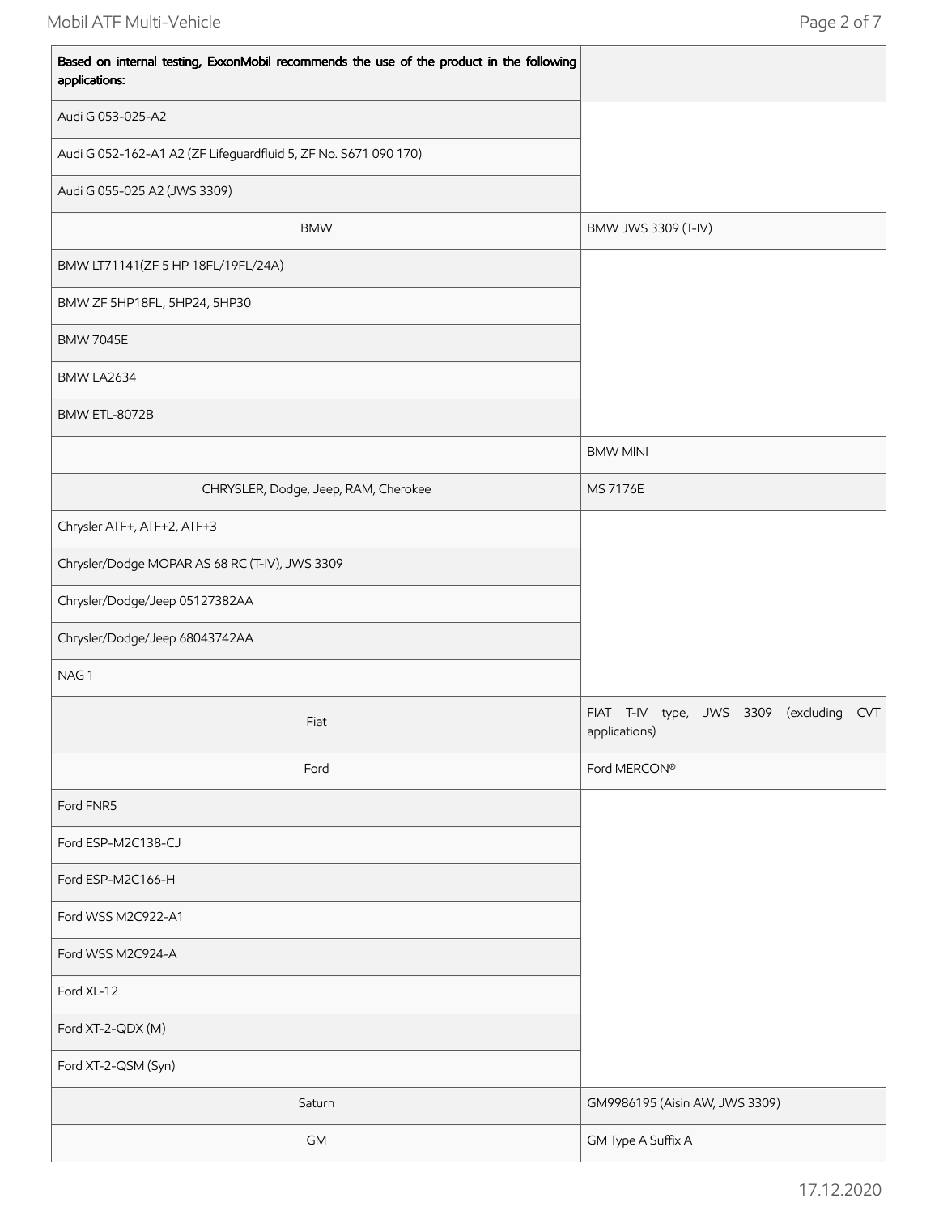| Based on internal testing, ExxonMobil recommends the use of the product in the following applications: | |
|---|---|
| Audi G 053-025-A2 | |
| Audi G 052-162-A1 A2 (ZF Lifeguardfluid 5, ZF No. S671 090 170) | |
| Audi G 055-025 A2 (JWS 3309) | |
| BMW | BMW JWS 3309 (T-IV) |
| BMW LT71141(ZF 5 HP 18FL/19FL/24A) | |
| BMW ZF 5HP18FL, 5HP24, 5HP30 | |
| BMW 7045E | |
| BMW LA2634 | |
| BMW ETL-8072B | |
| | BMW MINI |
| CHRYSLER, Dodge, Jeep, RAM, Cherokee | MS 7176E |
| Chrysler ATF+, ATF+2, ATF+3 | |
| Chrysler/Dodge MOPAR AS 68 RC (T-IV), JWS 3309 | |
| Chrysler/Dodge/Jeep 05127382AA | |
| Chrysler/Dodge/Jeep 68043742AA | |
| NAG 1 | |
| Fiat | FIAT T-IV type, JWS 3309 (excluding CVT applications) |
| Ford | Ford MERCON® |
| Ford FNR5 | |
| Ford ESP-M2C138-CJ | |
| Ford ESP-M2C166-H | |
| Ford WSS M2C922-A1 | |
| Ford WSS M2C924-A | |
| Ford XL-12 | |
| Ford XT-2-QDX (M) | |
| Ford XT-2-QSM (Syn) | |
| Saturn | GM9986195 (Aisin AW, JWS 3309) |
| GM | GM Type A Suffix A |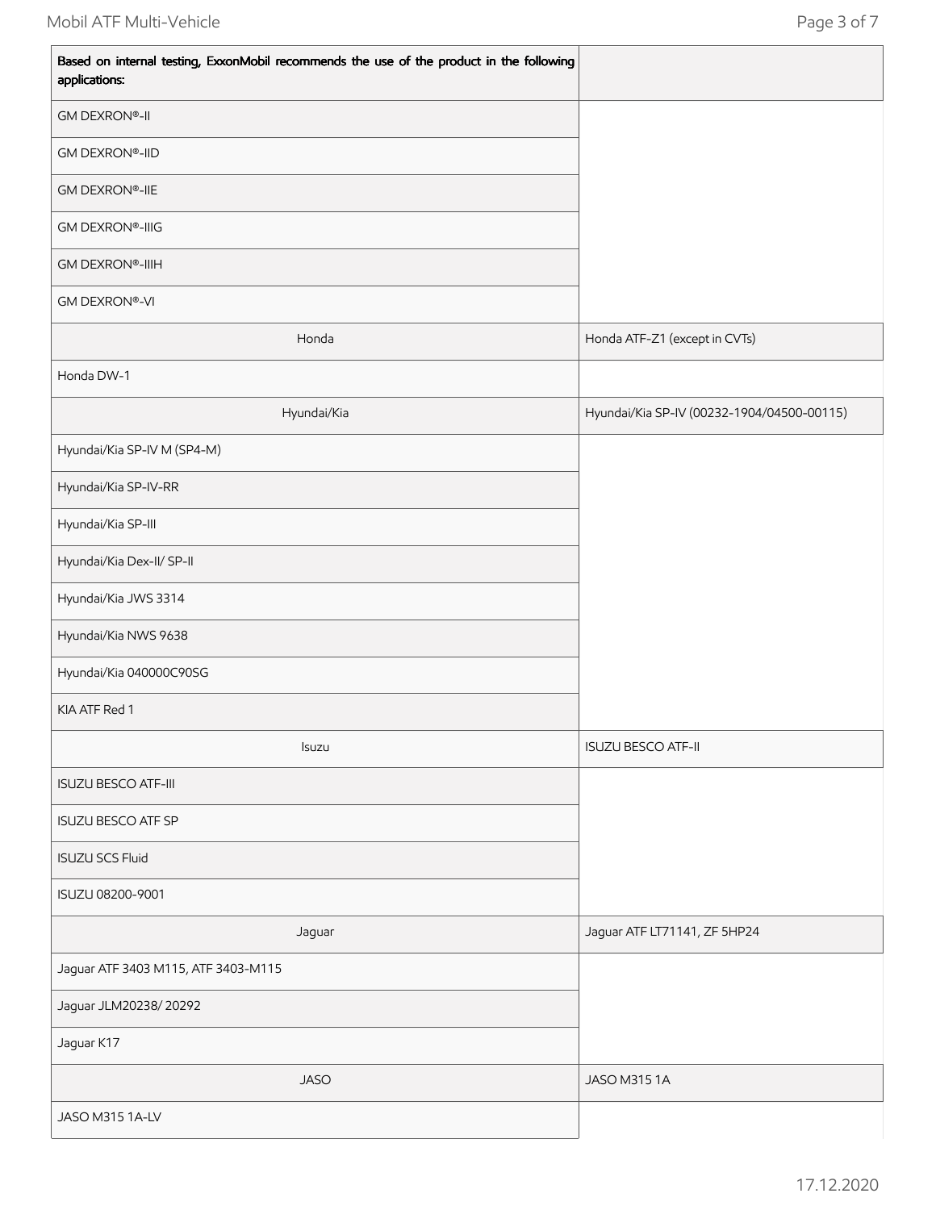| Based on internal testing, ExxonMobil recommends the use of the product in the following applications: | |
|---|---|
| GM DEXRON®-II | |
| GM DEXRON®-IID | |
| GM DEXRON®-IIE | |
| GM DEXRON®-IIIG | |
| GM DEXRON®-IIIH | |
| GM DEXRON®-VI | |
| Honda | Honda ATF-Z1 (except in CVTs) |
| Honda DW-1 | |
| Hyundai/Kia | Hyundai/Kia SP-IV (00232-1904/04500-00115) |
| Hyundai/Kia SP-IV M (SP4-M) | |
| Hyundai/Kia SP-IV-RR | |
| Hyundai/Kia SP-III | |
| Hyundai/Kia Dex-II/ SP-II | |
| Hyundai/Kia JWS 3314 | |
| Hyundai/Kia NWS 9638 | |
| Hyundai/Kia 040000C90SG | |
| KIA ATF Red 1 | |
| Isuzu | ISUZU BESCO ATF-II |
| ISUZU BESCO ATF-III | |
| ISUZU BESCO ATF SP | |
| ISUZU SCS Fluid | |
| ISUZU 08200-9001 | |
| Jaguar | Jaguar ATF LT71141, ZF 5HP24 |
| Jaguar ATF 3403 M115, ATF 3403-M115 | |
| Jaguar JLM20238/ 20292 | |
| Jaguar K17 | |
| JASO | JASO M315 1A |
| JASO M315 1A-LV | |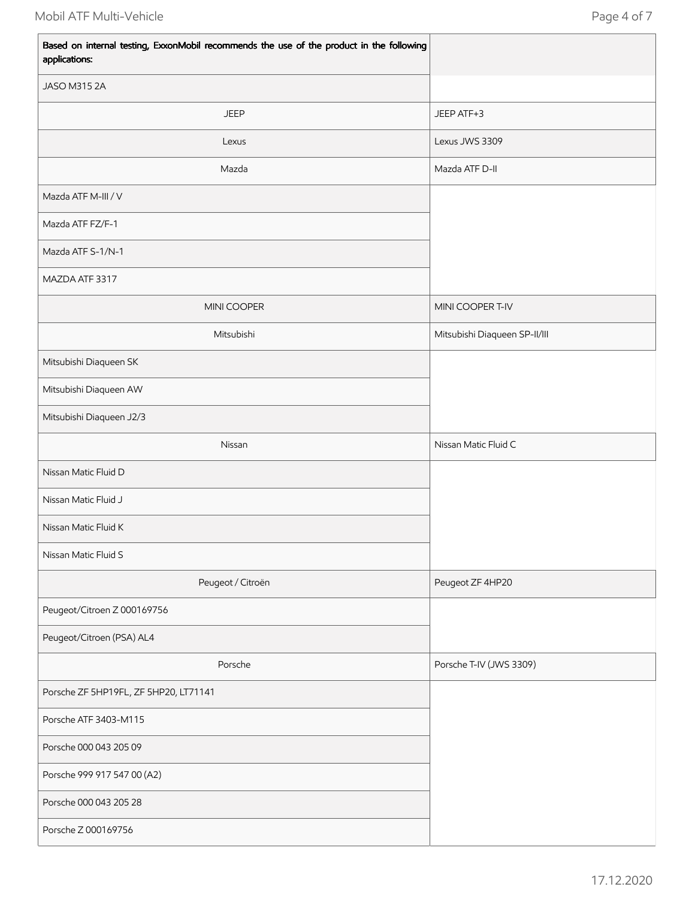| Based on internal testing, ExxonMobil recommends the use of the product in the following applications: | |
|---|---|
| JASO M315 2A | |
| JEEP | JEEP ATF+3 |
| Lexus | Lexus JWS 3309 |
| Mazda | Mazda ATF D-II |
| Mazda ATF M-III / V | |
| Mazda ATF FZ/F-1 | |
| Mazda ATF S-1/N-1 | |
| MAZDA ATF 3317 | |
| MINI COOPER | MINI COOPER T-IV |
| Mitsubishi | Mitsubishi Diaqueen SP-II/III |
| Mitsubishi Diaqueen SK | |
| Mitsubishi Diaqueen AW | |
| Mitsubishi Diaqueen J2/3 | |
| Nissan | Nissan Matic Fluid C |
| Nissan Matic Fluid D | |
| Nissan Matic Fluid J | |
| Nissan Matic Fluid K | |
| Nissan Matic Fluid S | |
| Peugeot / Citroën | Peugeot ZF 4HP20 |
| Peugeot/Citroen Z 000169756 | |
| Peugeot/Citroen (PSA) AL4 | |
| Porsche | Porsche T-IV (JWS 3309) |
| Porsche ZF 5HP19FL, ZF 5HP20, LT71141 | |
| Porsche ATF 3403-M115 | |
| Porsche 000 043 205 09 | |
| Porsche 999 917 547 00 (A2) | |
| Porsche 000 043 205 28 | |
| Porsche Z 000169756 | |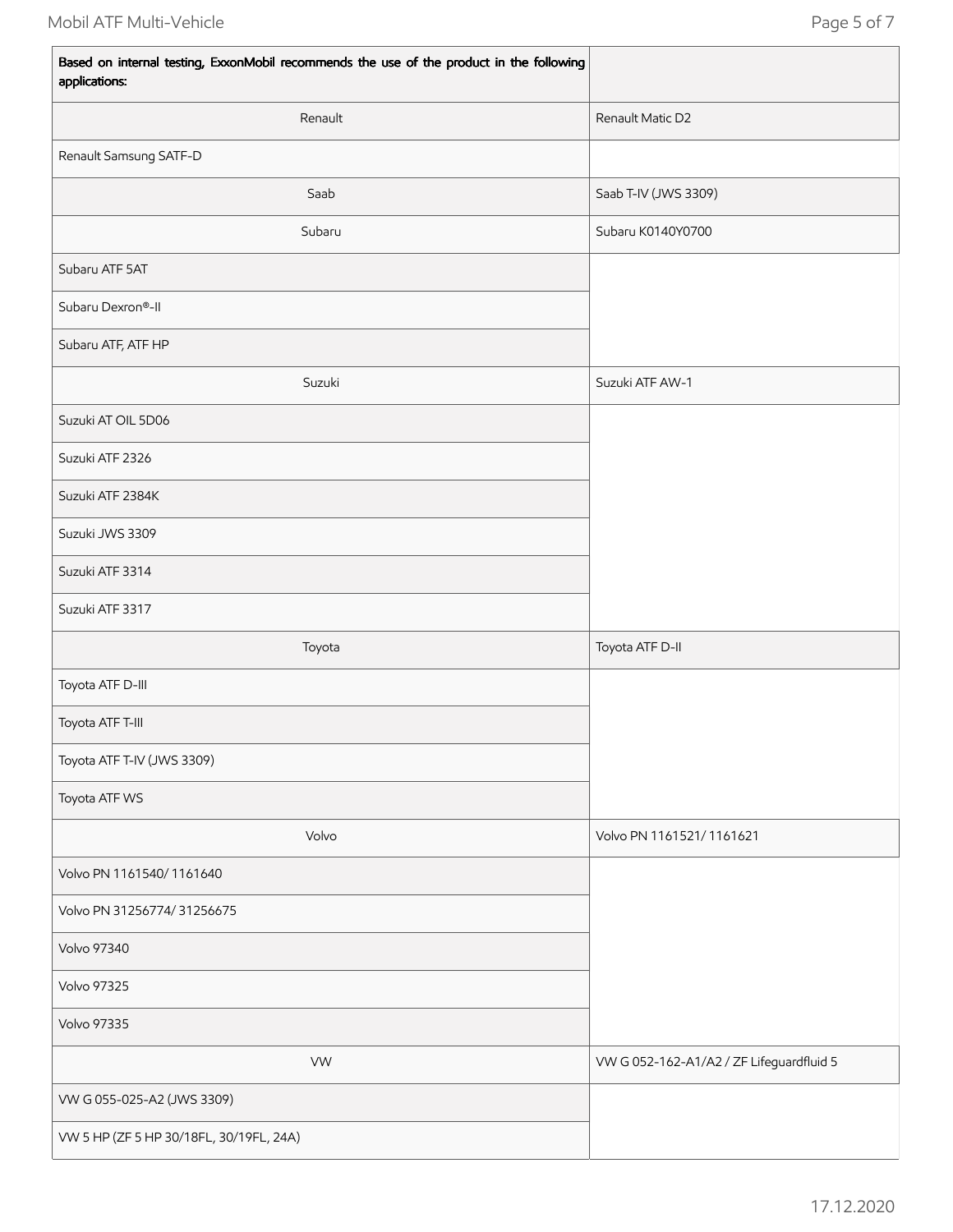| Based on internal testing, ExxonMobil recommends the use of the product in the following applications: | |
| --- | --- |
| Renault | Renault Matic D2 |
| Renault Samsung SATF-D | |
| Saab | Saab T-IV (JWS 3309) |
| Subaru | Subaru K0140Y0700 |
| Subaru ATF 5AT | |
| Subaru Dexron®-II | |
| Subaru ATF, ATF HP | |
| Suzuki | Suzuki ATF AW-1 |
| Suzuki AT OIL 5D06 | |
| Suzuki ATF 2326 | |
| Suzuki ATF 2384K | |
| Suzuki JWS 3309 | |
| Suzuki ATF 3314 | |
| Suzuki ATF 3317 | |
| Toyota | Toyota ATF D-II |
| Toyota ATF D-III | |
| Toyota ATF T-III | |
| Toyota ATF T-IV (JWS 3309) | |
| Toyota ATF WS | |
| Volvo | Volvo PN 1161521/ 1161621 |
| Volvo PN 1161540/ 1161640 | |
| Volvo PN 31256774/ 31256675 | |
| Volvo 97340 | |
| Volvo 97325 | |
| Volvo 97335 | |
| VW | VW G 052-162-A1/A2 / ZF Lifeguardfluid 5 |
| VW G 055-025-A2 (JWS 3309) | |
| VW 5 HP (ZF 5 HP 30/18FL, 30/19FL, 24A) | |

17.12.2020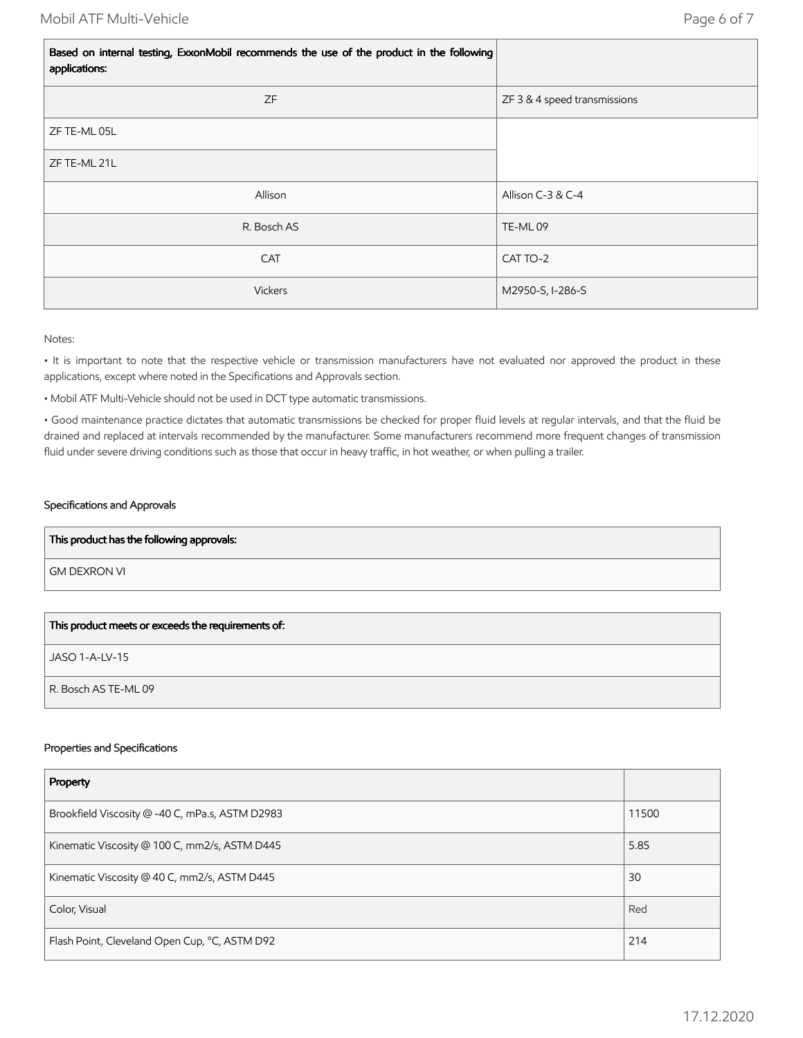| Based on internal testing, ExxonMobil recommends the use of the product in the following applications: | |
|---|---|
| ZF | ZF 3 & 4 speed transmissions |
| ZF TE-ML 05L | |
| ZF TE-ML 21L | |
| Allison | Allison C-3 & C-4 |
| R. Bosch AS | TE-ML 09 |
| CAT | CAT TO-2 |
| Vickers | M2950-S, I-286-S |

Notes:

• It is important to note that the respective vehicle or transmission manufacturers have not evaluated nor approved the product in these applications, except where noted in the Specifications and Approvals section.

• Mobil ATF Multi-Vehicle should not be used in DCT type automatic transmissions.

• Good maintenance practice dictates that automatic transmissions be checked for proper fluid levels at regular intervals, and that the fluid be drained and replaced at intervals recommended by the manufacturer. Some manufacturers recommend more frequent changes of transmission fluid under severe driving conditions such as those that occur in heavy traffic, in hot weather, or when pulling a trailer.

## Specifications and Approvals

| This product has the following approvals: |
|---|
| GM DEXRON VI |

| This product meets or exceeds the requirements of: |
|---|
| JASO 1-A-LV-15 |
| R. Bosch AS TE-ML 09 |

## Properties and Specifications

| Property | |
|---|---|
| Brookfield Viscosity @ -40 C, mPa.s, ASTM D2983 | 11500 |
| Kinematic Viscosity @ 100 C, mm2/s, ASTM D445 | 5.85 |
| Kinematic Viscosity @ 40 C, mm2/s, ASTM D445 | 30 |
| Color, Visual | Red |
| Flash Point, Cleveland Open Cup, °C, ASTM D92 | 214 |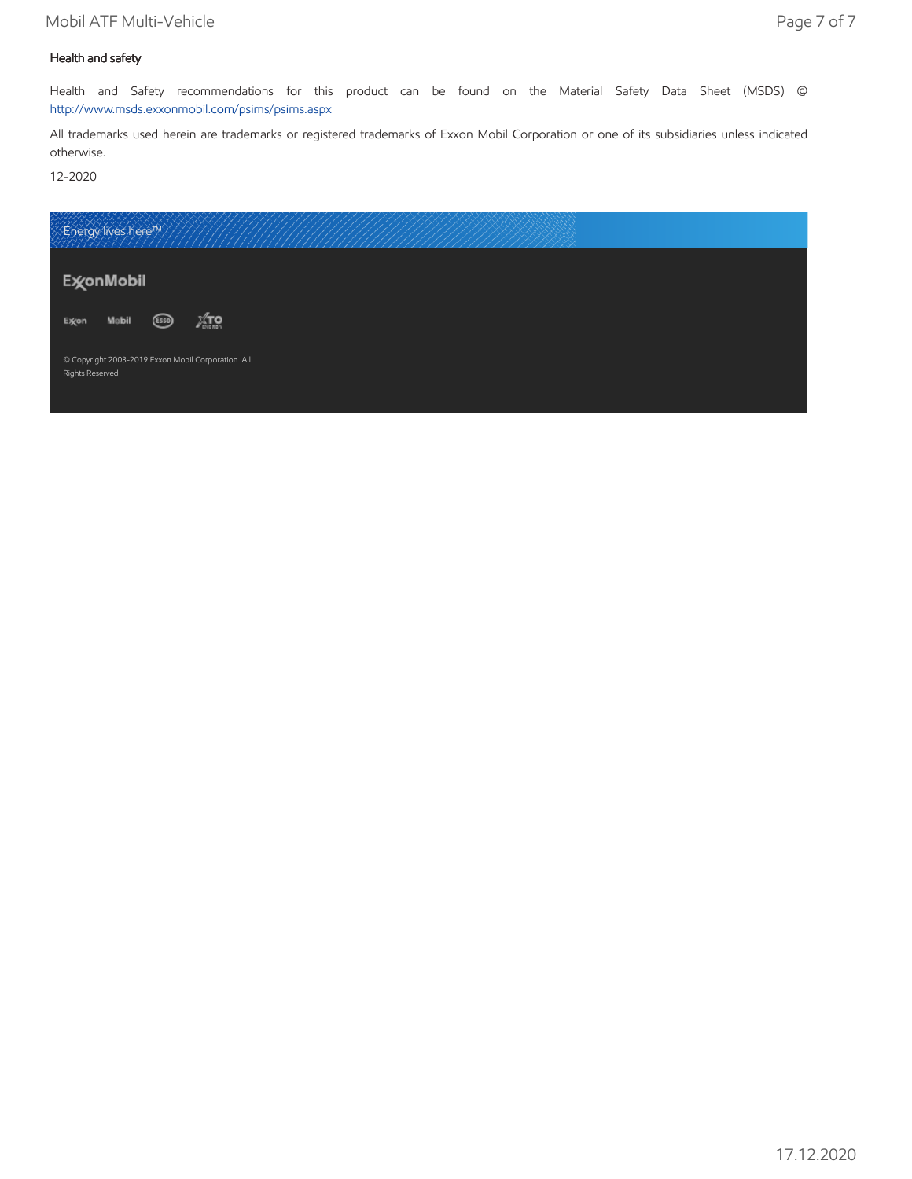#### Health and safety

Health and Safety recommendations for this product can be found on the Material Safety Data Sheet (MSDS) @ http://www.msds.exxonmobil.com/psims/psims.aspx

All trademarks used herein are trademarks or registered trademarks of Exxon Mobil Corporation or one of its subsidiaries unless indicated otherwise.

12-2020

Energy lives here™

ExxonMobil

Exxon Mobil Esso XTO

© Copyright 2003-2019 Exxon Mobil Corporation. All Rights Reserved